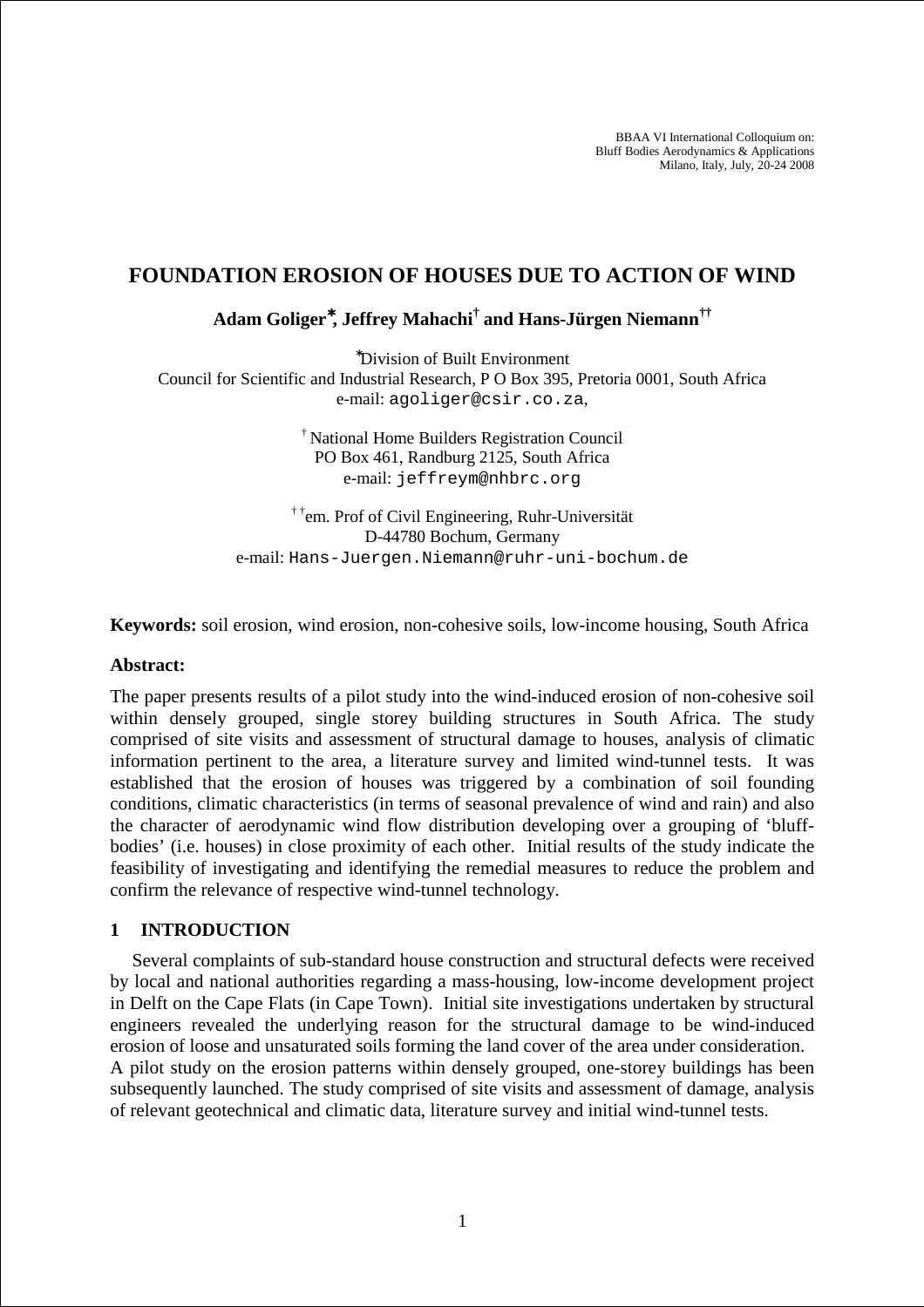BBAA VI International Colloquium on:
Bluff Bodies Aerodynamics & Applications
Milano, Italy, July, 20-24 2008

# FOUNDATION EROSION OF HOUSES DUE TO ACTION OF WIND

**Adam Goliger[*], Jeffrey Mahachi[†] and Hans-Jürgen Niemann[††]**

[*]Division of Built Environment
Council for Scientific and Industrial Research, P O Box 395, Pretoria 0001, South Africa
e-mail: agoliger@csir.co.za,

[†] National Home Builders Registration Council
PO Box 461, Randburg 2125, South Africa
e-mail: jeffreym@nhbrc.org

[††]em. Prof of Civil Engineering, Ruhr-Universität
D-44780 Bochum, Germany
e-mail: Hans-Juergen.Niemann@ruhr-uni-bochum.de

**Keywords:** soil erosion, wind erosion, non-cohesive soils, low-income housing, South Africa

**Abstract:**

The paper presents results of a pilot study into the wind-induced erosion of non-cohesive soil within densely grouped, single storey building structures in South Africa. The study comprised of site visits and assessment of structural damage to houses, analysis of climatic information pertinent to the area, a literature survey and limited wind-tunnel tests. It was established that the erosion of houses was triggered by a combination of soil founding conditions, climatic characteristics (in terms of seasonal prevalence of wind and rain) and also the character of aerodynamic wind flow distribution developing over a grouping of 'bluff-bodies' (i.e. houses) in close proximity of each other. Initial results of the study indicate the feasibility of investigating and identifying the remedial measures to reduce the problem and confirm the relevance of respective wind-tunnel technology.

## 1 INTRODUCTION

Several complaints of sub-standard house construction and structural defects were received by local and national authorities regarding a mass-housing, low-income development project in Delft on the Cape Flats (in Cape Town). Initial site investigations undertaken by structural engineers revealed the underlying reason for the structural damage to be wind-induced erosion of loose and unsaturated soils forming the land cover of the area under consideration.
A pilot study on the erosion patterns within densely grouped, one-storey buildings has been subsequently launched. The study comprised of site visits and assessment of damage, analysis of relevant geotechnical and climatic data, literature survey and initial wind-tunnel tests.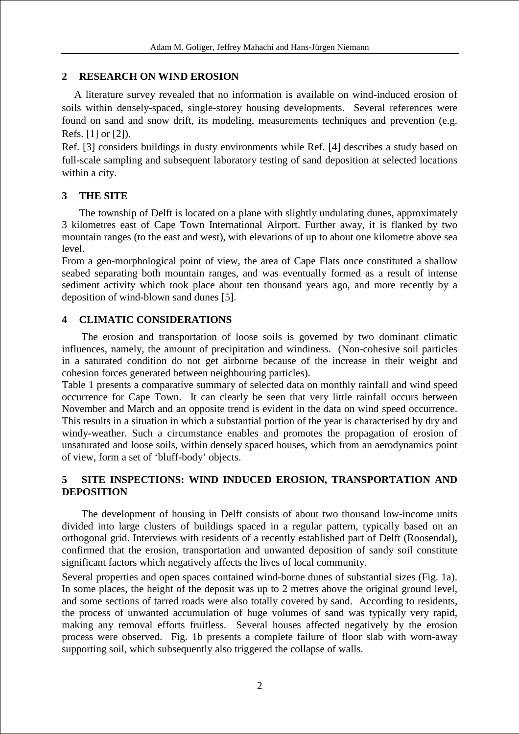## 2 RESEARCH ON WIND EROSION

A literature survey revealed that no information is available on wind-induced erosion of soils within densely-spaced, single-storey housing developments. Several references were found on sand and snow drift, its modeling, measurements techniques and prevention (e.g. Refs. [1] or [2]).

Ref. [3] considers buildings in dusty environments while Ref. [4] describes a study based on full-scale sampling and subsequent laboratory testing of sand deposition at selected locations within a city.

## 3 THE SITE

The township of Delft is located on a plane with slightly undulating dunes, approximately 3 kilometres east of Cape Town International Airport. Further away, it is flanked by two mountain ranges (to the east and west), with elevations of up to about one kilometre above sea level.

From a geo-morphological point of view, the area of Cape Flats once constituted a shallow seabed separating both mountain ranges, and was eventually formed as a result of intense sediment activity which took place about ten thousand years ago, and more recently by a deposition of wind-blown sand dunes [5].

## 4 CLIMATIC CONSIDERATIONS

The erosion and transportation of loose soils is governed by two dominant climatic influences, namely, the amount of precipitation and windiness. (Non-cohesive soil particles in a saturated condition do not get airborne because of the increase in their weight and cohesion forces generated between neighbouring particles).

Table 1 presents a comparative summary of selected data on monthly rainfall and wind speed occurrence for Cape Town. It can clearly be seen that very little rainfall occurs between November and March and an opposite trend is evident in the data on wind speed occurrence. This results in a situation in which a substantial portion of the year is characterised by dry and windy-weather. Such a circumstance enables and promotes the propagation of erosion of unsaturated and loose soils, within densely spaced houses, which from an aerodynamics point of view, form a set of 'bluff-body' objects.

## 5 SITE INSPECTIONS: WIND INDUCED EROSION, TRANSPORTATION AND DEPOSITION

The development of housing in Delft consists of about two thousand low-income units divided into large clusters of buildings spaced in a regular pattern, typically based on an orthogonal grid. Interviews with residents of a recently established part of Delft (Roosendal), confirmed that the erosion, transportation and unwanted deposition of sandy soil constitute significant factors which negatively affects the lives of local community.

Several properties and open spaces contained wind-borne dunes of substantial sizes (Fig. 1a). In some places, the height of the deposit was up to 2 metres above the original ground level, and some sections of tarred roads were also totally covered by sand. According to residents, the process of unwanted accumulation of huge volumes of sand was typically very rapid, making any removal efforts fruitless. Several houses affected negatively by the erosion process were observed. Fig. 1b presents a complete failure of floor slab with worn-away supporting soil, which subsequently also triggered the collapse of walls.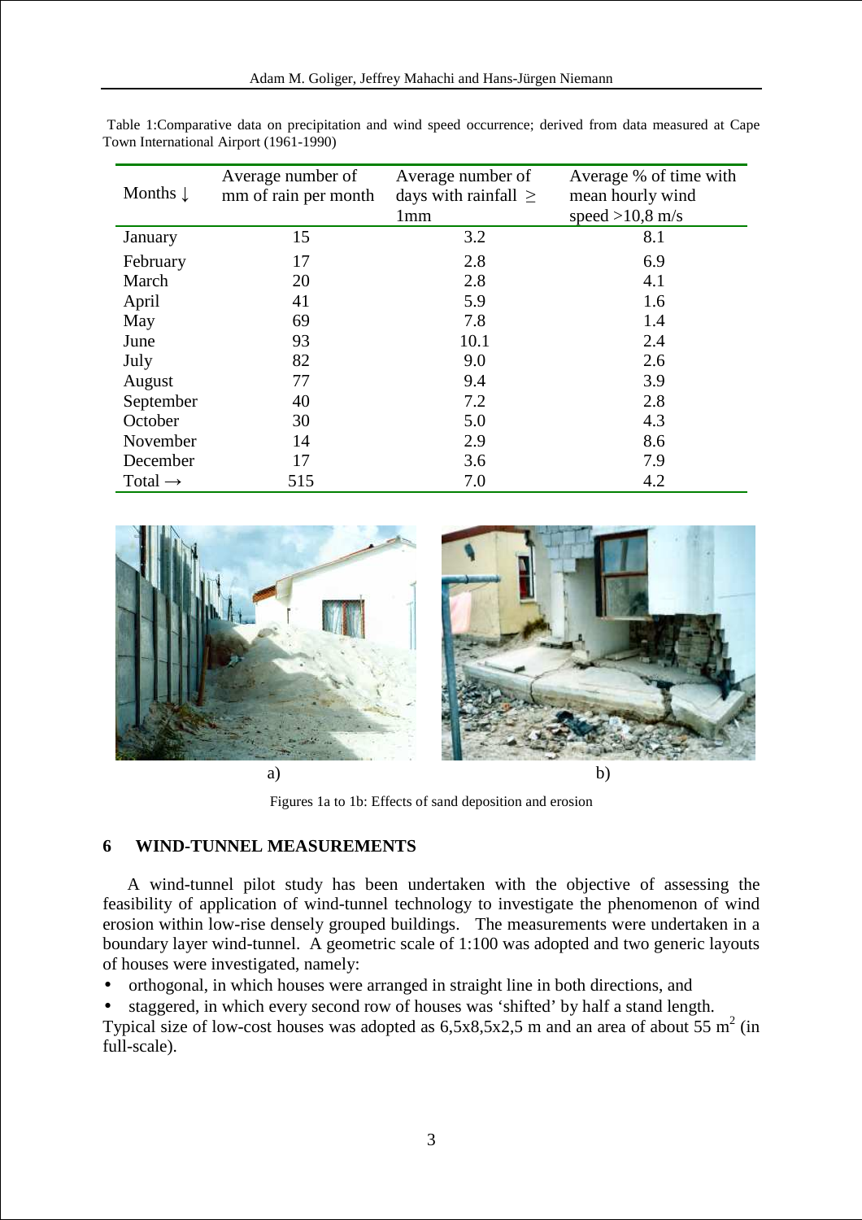Table 1:Comparative data on precipitation and wind speed occurrence; derived from data measured at Cape Town International Airport (1961-1990)

| Months ↓ | Average number of mm of rain per month | Average number of days with rainfall ≥ 1mm | Average % of time with mean hourly wind speed >10,8 m/s |
|---|---|---|---|
| January | 15 | 3.2 | 8.1 |
| February | 17 | 2.8 | 6.9 |
| March | 20 | 2.8 | 4.1 |
| April | 41 | 5.9 | 1.6 |
| May | 69 | 7.8 | 1.4 |
| June | 93 | 10.1 | 2.4 |
| July | 82 | 9.0 | 2.6 |
| August | 77 | 9.4 | 3.9 |
| September | 40 | 7.2 | 2.8 |
| October | 30 | 5.0 | 4.3 |
| November | 14 | 2.9 | 8.6 |
| December | 17 | 3.6 | 7.9 |
| Total → | 515 | 7.0 | 4.2 |

a) b)

Figures 1a to 1b: Effects of sand deposition and erosion

## 6 WIND-TUNNEL MEASUREMENTS

A wind-tunnel pilot study has been undertaken with the objective of assessing the feasibility of application of wind-tunnel technology to investigate the phenomenon of wind erosion within low-rise densely grouped buildings. The measurements were undertaken in a boundary layer wind-tunnel. A geometric scale of 1:100 was adopted and two generic layouts of houses were investigated, namely:

- orthogonal, in which houses were arranged in straight line in both directions, and
- staggered, in which every second row of houses was 'shifted' by half a stand length.

Typical size of low-cost houses was adopted as 6,5x8,5x2,5 m and an area of about 55 m$^2$ (in full-scale).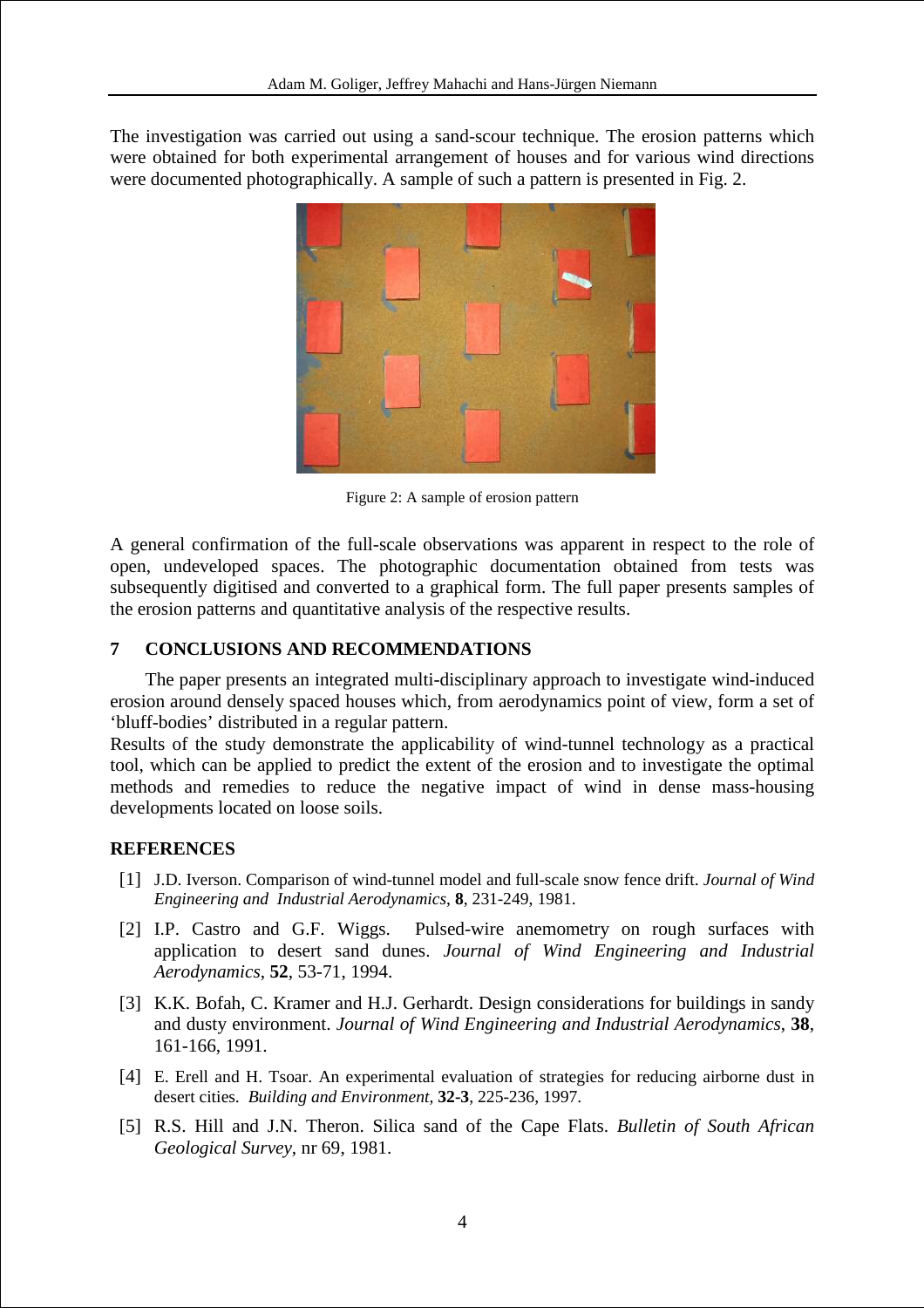The investigation was carried out using a sand-scour technique. The erosion patterns which were obtained for both experimental arrangement of houses and for various wind directions were documented photographically. A sample of such a pattern is presented in Fig. 2.

Figure 2: A sample of erosion pattern

A general confirmation of the full-scale observations was apparent in respect to the role of open, undeveloped spaces. The photographic documentation obtained from tests was subsequently digitised and converted to a graphical form. The full paper presents samples of the erosion patterns and quantitative analysis of the respective results.

## 7 CONCLUSIONS AND RECOMMENDATIONS

The paper presents an integrated multi-disciplinary approach to investigate wind-induced erosion around densely spaced houses which, from aerodynamics point of view, form a set of 'bluff-bodies' distributed in a regular pattern.

Results of the study demonstrate the applicability of wind-tunnel technology as a practical tool, which can be applied to predict the extent of the erosion and to investigate the optimal methods and remedies to reduce the negative impact of wind in dense mass-housing developments located on loose soils.

## REFERENCES

[1] J.D. Iverson. Comparison of wind-tunnel model and full-scale snow fence drift. *Journal of Wind Engineering and Industrial Aerodynamics*, **8**, 231-249, 1981.

[2] I.P. Castro and G.F. Wiggs. Pulsed-wire anemometry on rough surfaces with application to desert sand dunes. *Journal of Wind Engineering and Industrial Aerodynamics*, **52**, 53-71, 1994.

[3] K.K. Bofah, C. Kramer and H.J. Gerhardt. Design considerations for buildings in sandy and dusty environment. *Journal of Wind Engineering and Industrial Aerodynamics*, **38**, 161-166, 1991.

[4] E. Erell and H. Tsoar. An experimental evaluation of strategies for reducing airborne dust in desert cities. *Building and Environment*, **32-3**, 225-236, 1997.

[5] R.S. Hill and J.N. Theron. Silica sand of the Cape Flats. *Bulletin of South African Geological Survey*, nr 69, 1981.